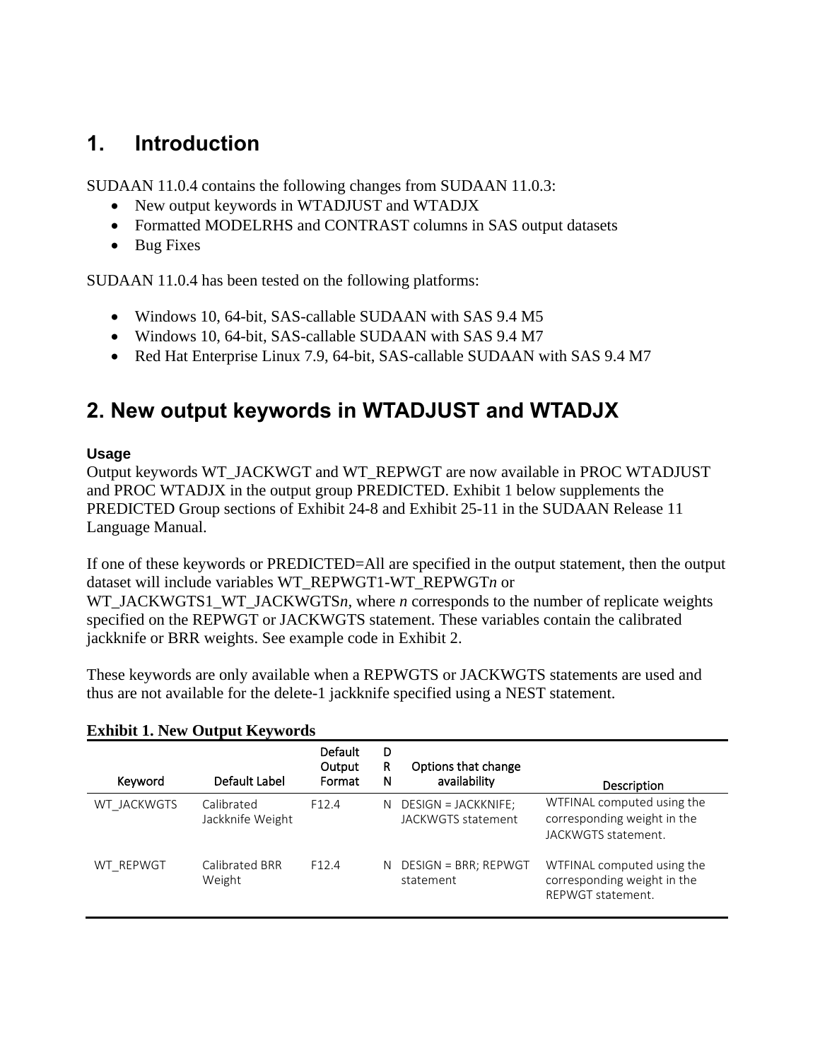# 1. Introduction

SUDAAN 11.0.4 contains the following changes from SUDAAN 11.0.3:

- New output keywords in WTADJUST and WTADJX
- Formatted MODELRHS and CONTRAST columns in SAS output datasets
- Bug Fixes

SUDAAN 11.0.4 has been tested on the following platforms:

- Windows 10, 64-bit, SAS-callable SUDAAN with SAS 9.4 M5
- Windows 10, 64-bit, SAS-callable SUDAAN with SAS 9.4 M7
- Red Hat Enterprise Linux 7.9, 64-bit, SAS-callable SUDAAN with SAS 9.4 M7

# 2. New output keywords in WTADJUST and WTADJX

**Usage**

Output keywords WT_JACKWGT and WT_REPWGT are now available in PROC WTADJUST and PROC WTADJX in the output group PREDICTED. Exhibit 1 below supplements the PREDICTED Group sections of Exhibit 24-8 and Exhibit 25-11 in the SUDAAN Release 11 Language Manual.

If one of these keywords or PREDICTED=All are specified in the output statement, then the output dataset will include variables WT_REPWGT1-WT_REPWGT*n* or WT_JACKWGTS1_WT_JACKWGTS*n*, where *n* corresponds to the number of replicate weights specified on the REPWGT or JACKWGTS statement. These variables contain the calibrated jackknife or BRR weights. See example code in Exhibit 2.

These keywords are only available when a REPWGTS or JACKWGTS statements are used and thus are not available for the delete-1 jackknife specified using a NEST statement.

**Exhibit 1. New Output Keywords**

| Keyword | Default Label | Default Output Format | DRN | Options that change availability | Description |
|---|---|---|---|---|---|
| WT_JACKWGTS | Calibrated Jackknife Weight | F12.4 | N | DESIGN = JACKKNIFE; JACKWGTS statement | WTFINAL computed using the corresponding weight in the JACKWGTS statement. |
| WT_REPWGT | Calibrated BRR Weight | F12.4 | N | DESIGN = BRR; REPWGT statement | WTFINAL computed using the corresponding weight in the REPWGT statement. |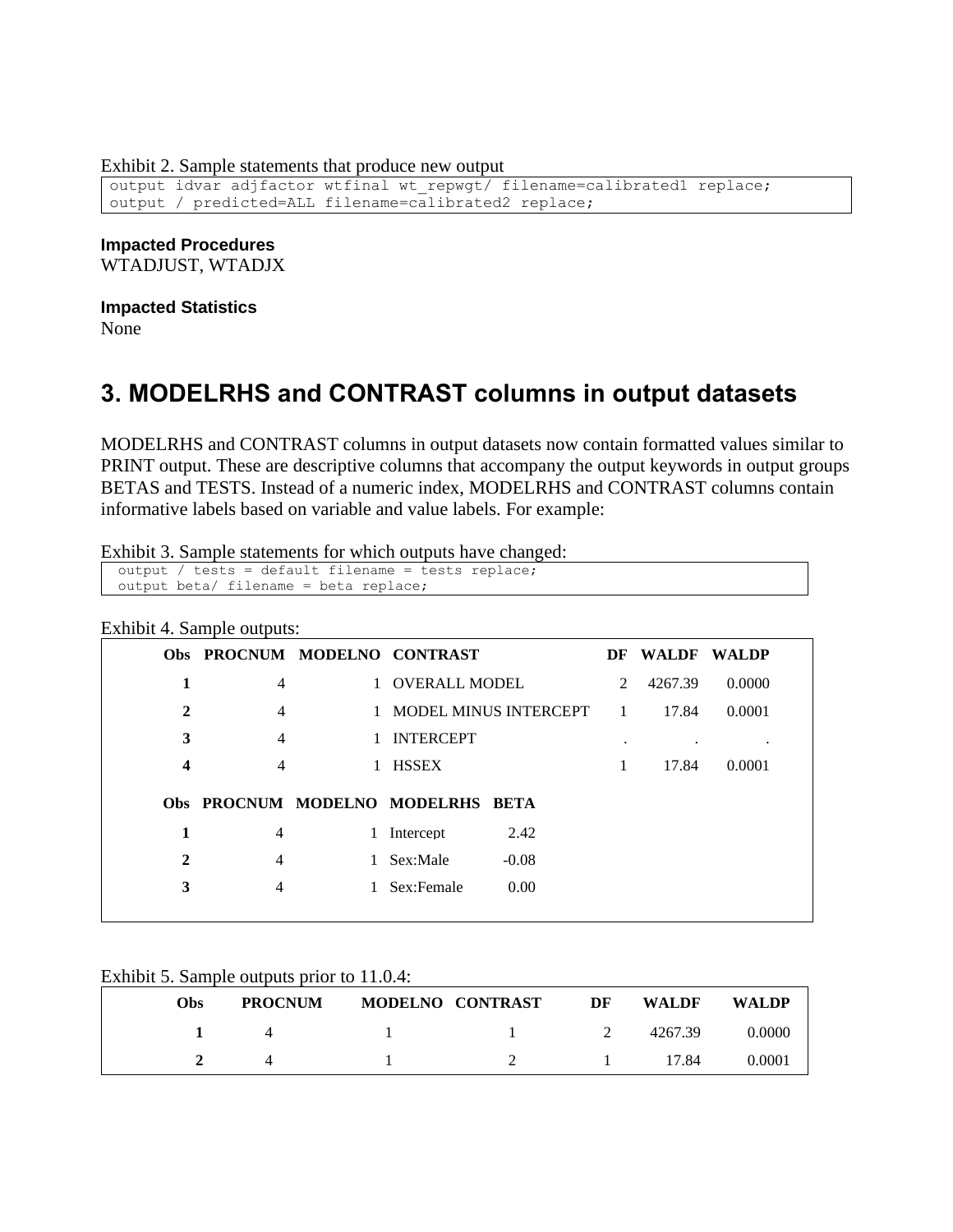Exhibit 2. Sample statements that produce new output

```
output idvar adjfactor wtfinal wt_repwgt/ filename=calibrated1 replace;
output / predicted=ALL filename=calibrated2 replace;
```

**Impacted Procedures**

WTADJUST, WTADJX

**Impacted Statistics**

None

## 3. MODELRHS and CONTRAST columns in output datasets

MODELRHS and CONTRAST columns in output datasets now contain formatted values similar to PRINT output. These are descriptive columns that accompany the output keywords in output groups BETAS and TESTS. Instead of a numeric index, MODELRHS and CONTRAST columns contain informative labels based on variable and value labels. For example:

Exhibit 3. Sample statements for which outputs have changed:

```
output / tests = default filename = tests replace;
output beta/ filename = beta replace;
```

Exhibit 4. Sample outputs:

| Obs | PROCNUM | MODELNO | CONTRAST | DF | WALDF | WALDP |
|---|---|---|---|---|---|---|
| 1 | 4 | 1 | OVERALL MODEL | 2 | 4267.39 | 0.0000 |
| 2 | 4 | 1 | MODEL MINUS INTERCEPT | 1 | 17.84 | 0.0001 |
| 3 | 4 | 1 | INTERCEPT | . | . | . |
| 4 | 4 | 1 | HSSEX | 1 | 17.84 | 0.0001 |

| Obs | PROCNUM | MODELNO | MODELRHS | BETA |
|---|---|---|---|---|
| 1 | 4 | 1 | Intercept | 2.42 |
| 2 | 4 | 1 | Sex:Male | -0.08 |
| 3 | 4 | 1 | Sex:Female | 0.00 |

Exhibit 5. Sample outputs prior to 11.0.4:

| Obs | PROCNUM | MODELNO | CONTRAST | DF | WALDF | WALDP |
|---|---|---|---|---|---|---|
| 1 | 4 | 1 | 1 | 2 | 4267.39 | 0.0000 |
| 2 | 4 | 1 | 2 | 1 | 17.84 | 0.0001 |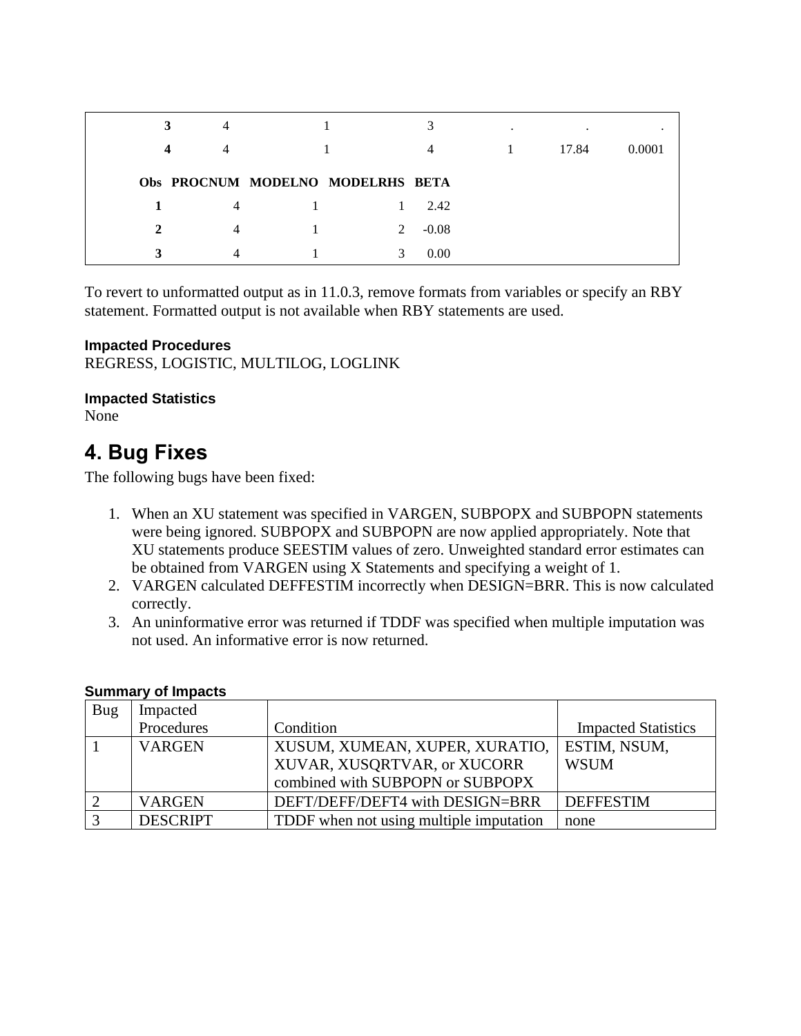| | | | | | | |
|---|---|---|---|---|---|---|
| **3** | 4 | 1 | 3 | . | . | . |
| **4** | 4 | 1 | 4 | 1 | 17.84 | 0.0001 |

| Obs | PROCNUM | MODELNO | MODELRHS | BETA |
|---|---|---|---|---|
| **1** | 4 | 1 | 1 | 2.42 |
| **2** | 4 | 1 | 2 | -0.08 |
| **3** | 4 | 1 | 3 | 0.00 |

To revert to unformatted output as in 11.0.3, remove formats from variables or specify an RBY statement. Formatted output is not available when RBY statements are used.

**Impacted Procedures**
REGRESS, LOGISTIC, MULTILOG, LOGLINK

**Impacted Statistics**
None

## 4. Bug Fixes

The following bugs have been fixed:

1. When an XU statement was specified in VARGEN, SUBPOPX and SUBPOPN statements were being ignored. SUBPOPX and SUBPOPN are now applied appropriately. Note that XU statements produce SEESTIM values of zero. Unweighted standard error estimates can be obtained from VARGEN using X Statements and specifying a weight of 1.
2. VARGEN calculated DEFFESTIM incorrectly when DESIGN=BRR. This is now calculated correctly.
3. An uninformative error was returned if TDDF was specified when multiple imputation was not used. An informative error is now returned.

**Summary of Impacts**

| Bug | Impacted Procedures | Condition | Impacted Statistics |
|---|---|---|---|
| 1 | VARGEN | XUSUM, XUMEAN, XUPER, XURATIO, XUVAR, XUSQRTVAR, or XUCORR combined with SUBPOPN or SUBPOPX | ESTIM, NSUM, WSUM |
| 2 | VARGEN | DEFT/DEFF/DEFT4 with DESIGN=BRR | DEFFESTIM |
| 3 | DESCRIPT | TDDF when not using multiple imputation | none |